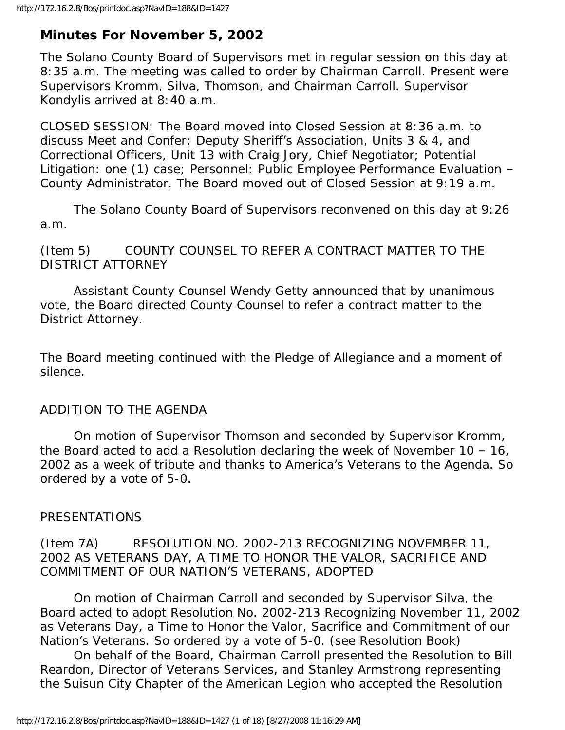## Minutes For November 5, 2002

The Solano County Board of Supervisors met in regular session on this day at 8:35 a.m. The meeting was called to order by Chairman Carroll. Present were Supervisors Kromm, Silva, Thomson, and Chairman Carroll. Supervisor Kondylis arrived at 8:40 a.m.

CLOSED SESSION: The Board moved into Closed Session at 8:36 a.m. to discuss Meet and Confer: Deputy Sheriff's Association, Units 3 & 4, and Correctional Officers, Unit 13 with Craig Jory, Chief Negotiator; Potential Litigation: one (1) case; Personnel: Public Employee Performance Evaluation – County Administrator. The Board moved out of Closed Session at 9:19 a.m.

The Solano County Board of Supervisors reconvened on this day at 9:26 a.m.

(Item 5) COUNTY COUNSEL TO REFER A CONTRACT MATTER TO THE DISTRICT ATTORNEY

Assistant County Counsel Wendy Getty announced that by unanimous vote, the Board directed County Counsel to refer a contract matter to the District Attorney.

The Board meeting continued with the Pledge of Allegiance and a moment of silence.

ADDITION TO THE AGENDA

On motion of Supervisor Thomson and seconded by Supervisor Kromm, the Board acted to add a Resolution declaring the week of November 10 – 16, 2002 as a week of tribute and thanks to America's Veterans to the Agenda. So ordered by a vote of 5-0.

PRESENTATIONS

(Item 7A) RESOLUTION NO. 2002-213 RECOGNIZING NOVEMBER 11, 2002 AS VETERANS DAY, A TIME TO HONOR THE VALOR, SACRIFICE AND COMMITMENT OF OUR NATION'S VETERANS, ADOPTED

On motion of Chairman Carroll and seconded by Supervisor Silva, the Board acted to adopt Resolution No. 2002-213 Recognizing November 11, 2002 as Veterans Day, a Time to Honor the Valor, Sacrifice and Commitment of our Nation's Veterans. So ordered by a vote of 5-0. (see Resolution Book)

On behalf of the Board, Chairman Carroll presented the Resolution to Bill Reardon, Director of Veterans Services, and Stanley Armstrong representing the Suisun City Chapter of the American Legion who accepted the Resolution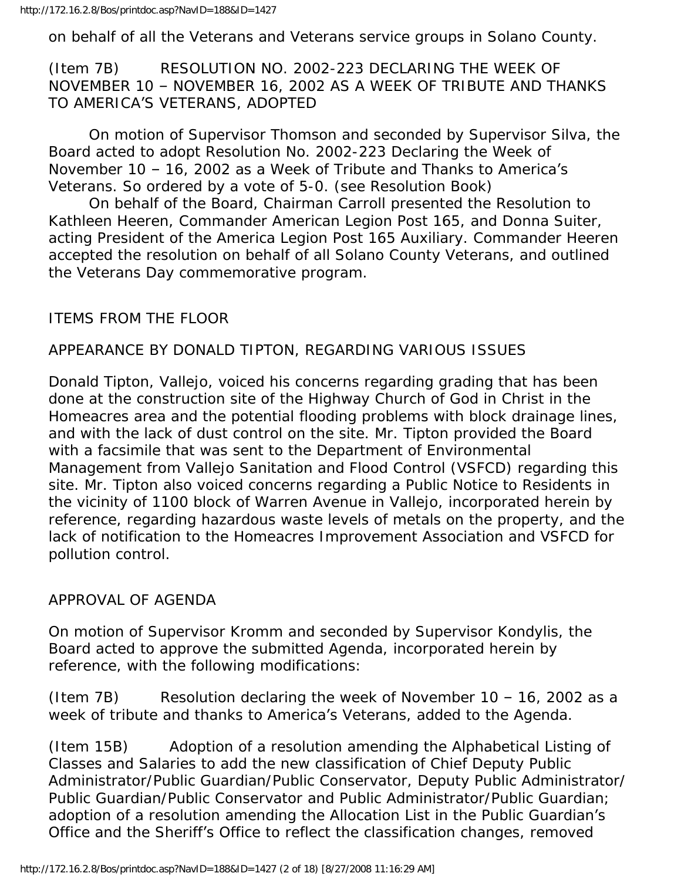on behalf of all the Veterans and Veterans service groups in Solano County.

(Item 7B) RESOLUTION NO. 2002-223 DECLARING THE WEEK OF NOVEMBER 10 – NOVEMBER 16, 2002 AS A WEEK OF TRIBUTE AND THANKS TO AMERICA'S VETERANS, ADOPTED

On motion of Supervisor Thomson and seconded by Supervisor Silva, the Board acted to adopt Resolution No. 2002-223 Declaring the Week of November 10 – 16, 2002 as a Week of Tribute and Thanks to America's Veterans. So ordered by a vote of 5-0. (see Resolution Book)

On behalf of the Board, Chairman Carroll presented the Resolution to Kathleen Heeren, Commander American Legion Post 165, and Donna Suiter, acting President of the America Legion Post 165 Auxiliary. Commander Heeren accepted the resolution on behalf of all Solano County Veterans, and outlined the Veterans Day commemorative program.

ITEMS FROM THE FLOOR

APPEARANCE BY DONALD TIPTON, REGARDING VARIOUS ISSUES

Donald Tipton, Vallejo, voiced his concerns regarding grading that has been done at the construction site of the Highway Church of God in Christ in the Homeacres area and the potential flooding problems with block drainage lines, and with the lack of dust control on the site. Mr. Tipton provided the Board with a facsimile that was sent to the Department of Environmental Management from Vallejo Sanitation and Flood Control (VSFCD) regarding this site. Mr. Tipton also voiced concerns regarding a Public Notice to Residents in the vicinity of 1100 block of Warren Avenue in Vallejo, incorporated herein by reference, regarding hazardous waste levels of metals on the property, and the lack of notification to the Homeacres Improvement Association and VSFCD for pollution control.

APPROVAL OF AGENDA

On motion of Supervisor Kromm and seconded by Supervisor Kondylis, the Board acted to approve the submitted Agenda, incorporated herein by reference, with the following modifications:

(Item 7B) Resolution declaring the week of November 10 – 16, 2002 as a week of tribute and thanks to America's Veterans, added to the Agenda.

(Item 15B) Adoption of a resolution amending the Alphabetical Listing of Classes and Salaries to add the new classification of Chief Deputy Public Administrator/Public Guardian/Public Conservator, Deputy Public Administrator/ Public Guardian/Public Conservator and Public Administrator/Public Guardian; adoption of a resolution amending the Allocation List in the Public Guardian's Office and the Sheriff's Office to reflect the classification changes, removed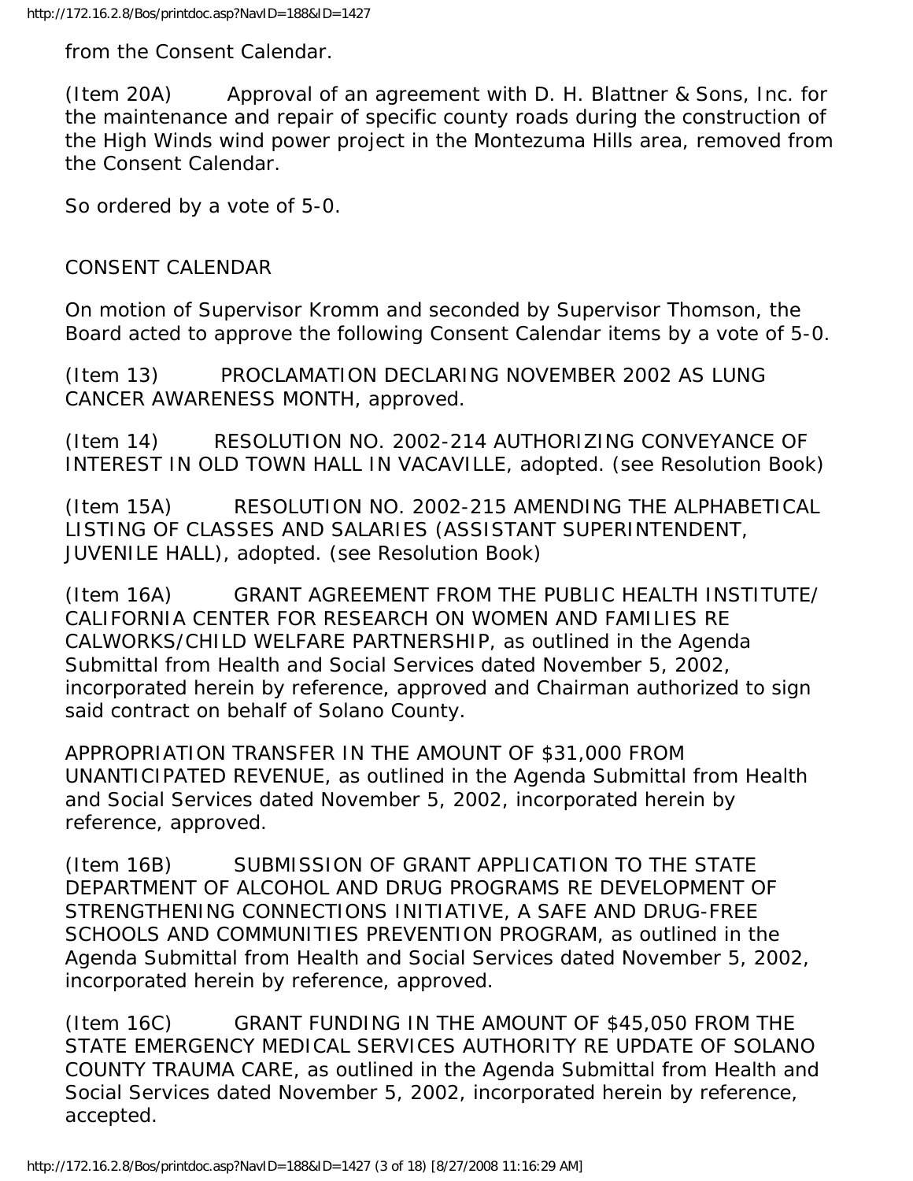from the Consent Calendar.

(Item 20A) Approval of an agreement with D. H. Blattner & Sons, Inc. for the maintenance and repair of specific county roads during the construction of the High Winds wind power project in the Montezuma Hills area, removed from the Consent Calendar.

So ordered by a vote of 5-0.

CONSENT CALENDAR

On motion of Supervisor Kromm and seconded by Supervisor Thomson, the Board acted to approve the following Consent Calendar items by a vote of 5-0.

(Item 13) PROCLAMATION DECLARING NOVEMBER 2002 AS LUNG CANCER AWARENESS MONTH, approved.

(Item 14) RESOLUTION NO. 2002-214 AUTHORIZING CONVEYANCE OF INTEREST IN OLD TOWN HALL IN VACAVILLE, adopted. (see Resolution Book)

(Item 15A) RESOLUTION NO. 2002-215 AMENDING THE ALPHABETICAL LISTING OF CLASSES AND SALARIES (ASSISTANT SUPERINTENDENT, JUVENILE HALL), adopted. (see Resolution Book)

(Item 16A) GRANT AGREEMENT FROM THE PUBLIC HEALTH INSTITUTE/ CALIFORNIA CENTER FOR RESEARCH ON WOMEN AND FAMILIES RE CALWORKS/CHILD WELFARE PARTNERSHIP, as outlined in the Agenda Submittal from Health and Social Services dated November 5, 2002, incorporated herein by reference, approved and Chairman authorized to sign said contract on behalf of Solano County.

APPROPRIATION TRANSFER IN THE AMOUNT OF $31,000 FROM UNANTICIPATED REVENUE, as outlined in the Agenda Submittal from Health and Social Services dated November 5, 2002, incorporated herein by reference, approved.

(Item 16B) SUBMISSION OF GRANT APPLICATION TO THE STATE DEPARTMENT OF ALCOHOL AND DRUG PROGRAMS RE DEVELOPMENT OF STRENGTHENING CONNECTIONS INITIATIVE, A SAFE AND DRUG-FREE SCHOOLS AND COMMUNITIES PREVENTION PROGRAM, as outlined in the Agenda Submittal from Health and Social Services dated November 5, 2002, incorporated herein by reference, approved.

(Item 16C) GRANT FUNDING IN THE AMOUNT OF $45,050 FROM THE STATE EMERGENCY MEDICAL SERVICES AUTHORITY RE UPDATE OF SOLANO COUNTY TRAUMA CARE, as outlined in the Agenda Submittal from Health and Social Services dated November 5, 2002, incorporated herein by reference, accepted.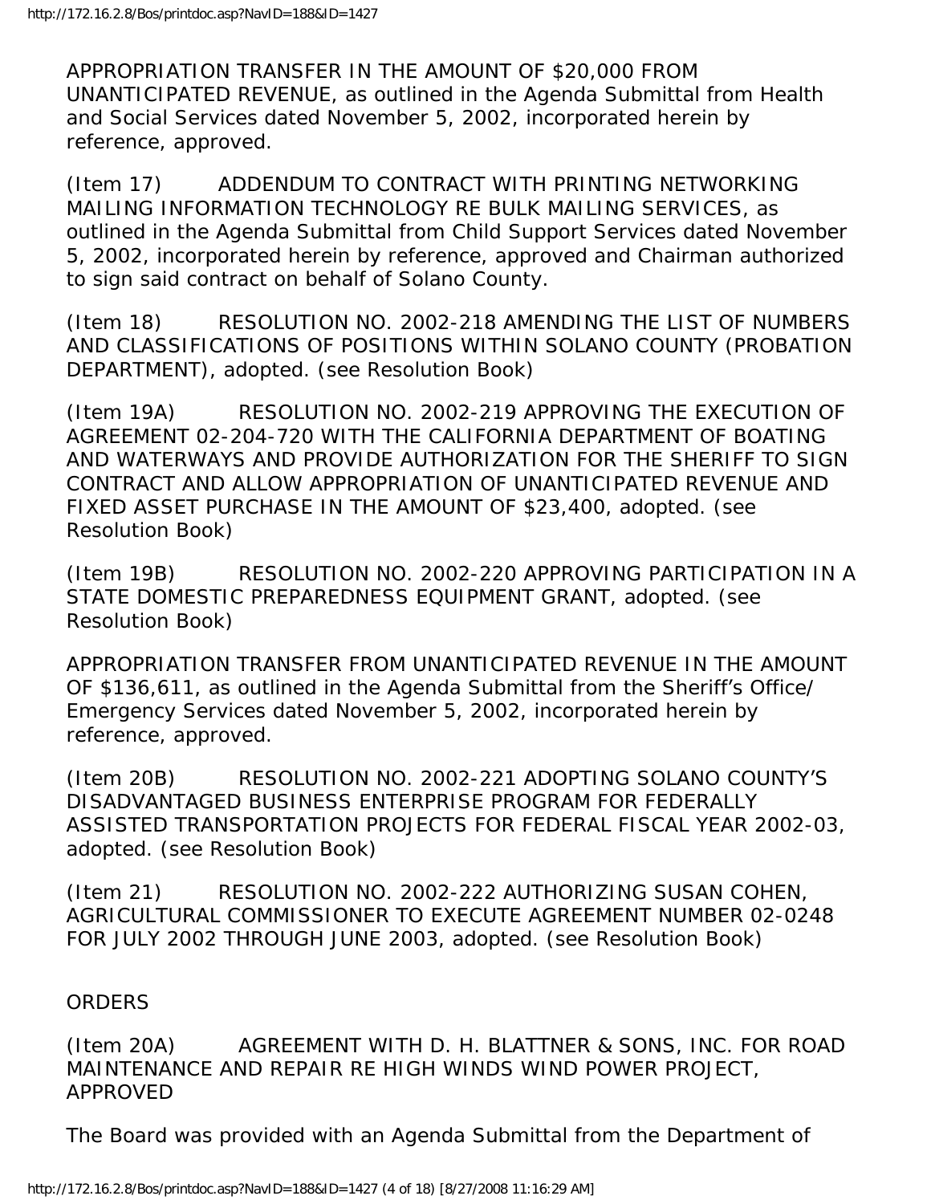APPROPRIATION TRANSFER IN THE AMOUNT OF $20,000 FROM UNANTICIPATED REVENUE, as outlined in the Agenda Submittal from Health and Social Services dated November 5, 2002, incorporated herein by reference, approved.

(Item 17) ADDENDUM TO CONTRACT WITH PRINTING NETWORKING MAILING INFORMATION TECHNOLOGY RE BULK MAILING SERVICES, as outlined in the Agenda Submittal from Child Support Services dated November 5, 2002, incorporated herein by reference, approved and Chairman authorized to sign said contract on behalf of Solano County.

(Item 18) RESOLUTION NO. 2002-218 AMENDING THE LIST OF NUMBERS AND CLASSIFICATIONS OF POSITIONS WITHIN SOLANO COUNTY (PROBATION DEPARTMENT), adopted. (see Resolution Book)

(Item 19A) RESOLUTION NO. 2002-219 APPROVING THE EXECUTION OF AGREEMENT 02-204-720 WITH THE CALIFORNIA DEPARTMENT OF BOATING AND WATERWAYS AND PROVIDE AUTHORIZATION FOR THE SHERIFF TO SIGN CONTRACT AND ALLOW APPROPRIATION OF UNANTICIPATED REVENUE AND FIXED ASSET PURCHASE IN THE AMOUNT OF $23,400, adopted. (see Resolution Book)

(Item 19B) RESOLUTION NO. 2002-220 APPROVING PARTICIPATION IN A STATE DOMESTIC PREPAREDNESS EQUIPMENT GRANT, adopted. (see Resolution Book)

APPROPRIATION TRANSFER FROM UNANTICIPATED REVENUE IN THE AMOUNT OF $136,611, as outlined in the Agenda Submittal from the Sheriff's Office/ Emergency Services dated November 5, 2002, incorporated herein by reference, approved.

(Item 20B) RESOLUTION NO. 2002-221 ADOPTING SOLANO COUNTY'S DISADVANTAGED BUSINESS ENTERPRISE PROGRAM FOR FEDERALLY ASSISTED TRANSPORTATION PROJECTS FOR FEDERAL FISCAL YEAR 2002-03, adopted. (see Resolution Book)

(Item 21) RESOLUTION NO. 2002-222 AUTHORIZING SUSAN COHEN, AGRICULTURAL COMMISSIONER TO EXECUTE AGREEMENT NUMBER 02-0248 FOR JULY 2002 THROUGH JUNE 2003, adopted. (see Resolution Book)

ORDERS

(Item 20A) AGREEMENT WITH D. H. BLATTNER & SONS, INC. FOR ROAD MAINTENANCE AND REPAIR RE HIGH WINDS WIND POWER PROJECT, APPROVED

The Board was provided with an Agenda Submittal from the Department of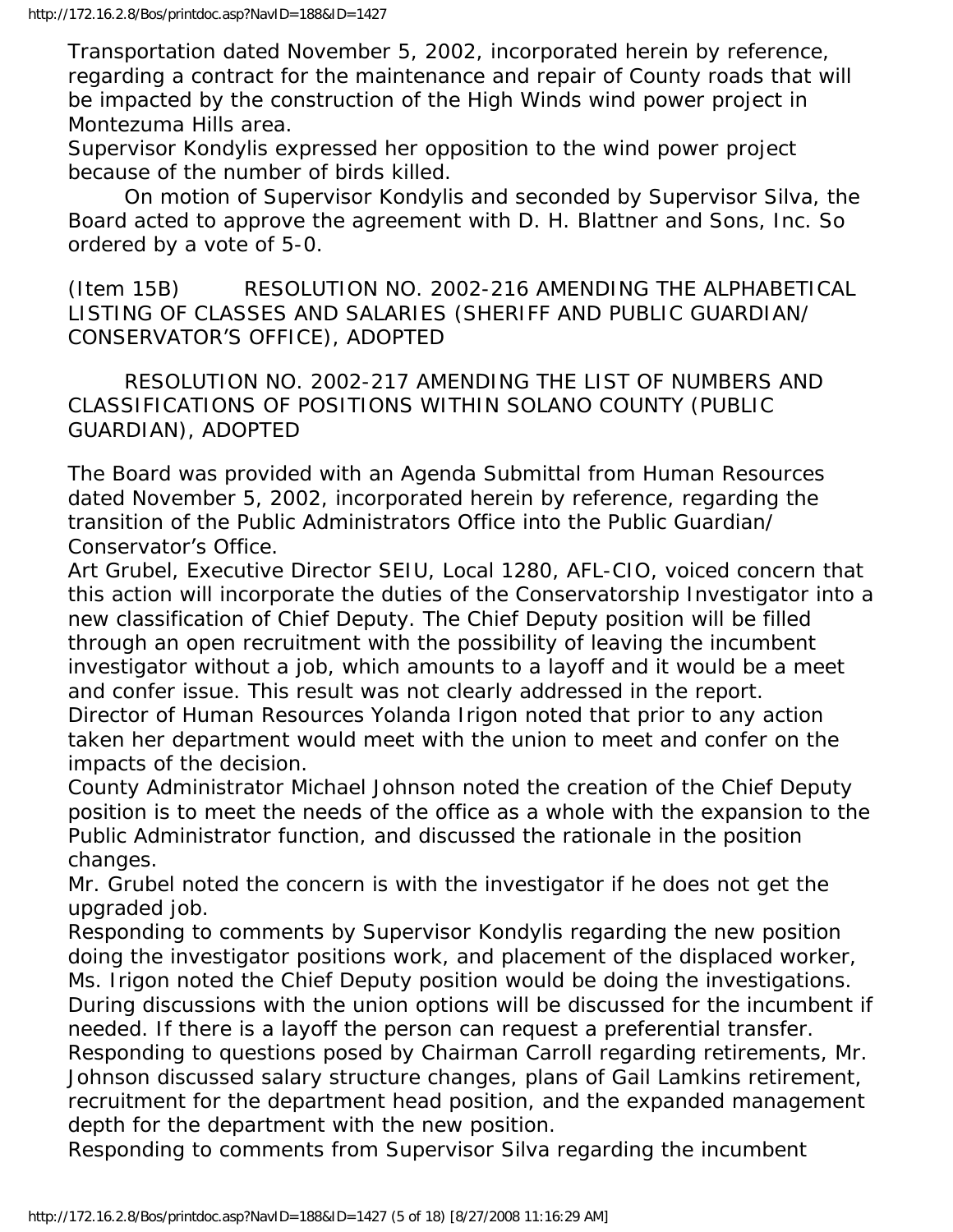Transportation dated November 5, 2002, incorporated herein by reference, regarding a contract for the maintenance and repair of County roads that will be impacted by the construction of the High Winds wind power project in Montezuma Hills area.

Supervisor Kondylis expressed her opposition to the wind power project because of the number of birds killed.

On motion of Supervisor Kondylis and seconded by Supervisor Silva, the Board acted to approve the agreement with D. H. Blattner and Sons, Inc. So ordered by a vote of 5-0.

(Item 15B) RESOLUTION NO. 2002-216 AMENDING THE ALPHABETICAL LISTING OF CLASSES AND SALARIES (SHERIFF AND PUBLIC GUARDIAN/ CONSERVATOR'S OFFICE), ADOPTED

RESOLUTION NO. 2002-217 AMENDING THE LIST OF NUMBERS AND CLASSIFICATIONS OF POSITIONS WITHIN SOLANO COUNTY (PUBLIC GUARDIAN), ADOPTED

The Board was provided with an Agenda Submittal from Human Resources dated November 5, 2002, incorporated herein by reference, regarding the transition of the Public Administrators Office into the Public Guardian/ Conservator's Office.

Art Grubel, Executive Director SEIU, Local 1280, AFL-CIO, voiced concern that this action will incorporate the duties of the Conservatorship Investigator into a new classification of Chief Deputy. The Chief Deputy position will be filled through an open recruitment with the possibility of leaving the incumbent investigator without a job, which amounts to a layoff and it would be a meet and confer issue. This result was not clearly addressed in the report.

Director of Human Resources Yolanda Irigon noted that prior to any action taken her department would meet with the union to meet and confer on the impacts of the decision.

County Administrator Michael Johnson noted the creation of the Chief Deputy position is to meet the needs of the office as a whole with the expansion to the Public Administrator function, and discussed the rationale in the position changes.

Mr. Grubel noted the concern is with the investigator if he does not get the upgraded job.

Responding to comments by Supervisor Kondylis regarding the new position doing the investigator positions work, and placement of the displaced worker, Ms. Irigon noted the Chief Deputy position would be doing the investigations. During discussions with the union options will be discussed for the incumbent if needed. If there is a layoff the person can request a preferential transfer.

Responding to questions posed by Chairman Carroll regarding retirements, Mr. Johnson discussed salary structure changes, plans of Gail Lamkins retirement, recruitment for the department head position, and the expanded management depth for the department with the new position.

Responding to comments from Supervisor Silva regarding the incumbent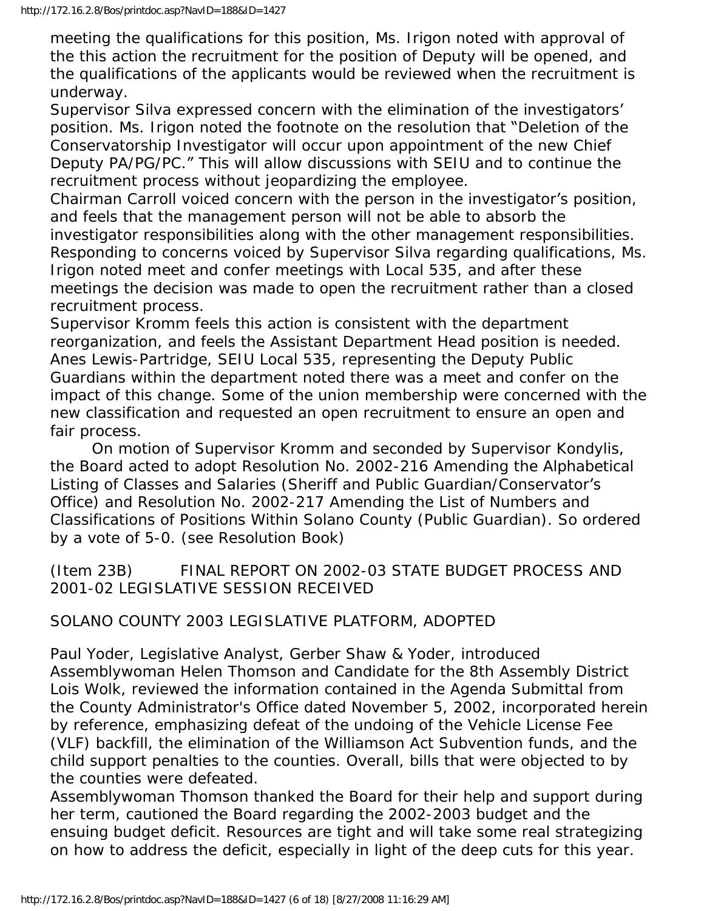meeting the qualifications for this position, Ms. Irigon noted with approval of the this action the recruitment for the position of Deputy will be opened, and the qualifications of the applicants would be reviewed when the recruitment is underway.

Supervisor Silva expressed concern with the elimination of the investigators' position. Ms. Irigon noted the footnote on the resolution that "Deletion of the Conservatorship Investigator will occur upon appointment of the new Chief Deputy PA/PG/PC." This will allow discussions with SEIU and to continue the recruitment process without jeopardizing the employee.

Chairman Carroll voiced concern with the person in the investigator's position, and feels that the management person will not be able to absorb the investigator responsibilities along with the other management responsibilities.

Responding to concerns voiced by Supervisor Silva regarding qualifications, Ms. Irigon noted meet and confer meetings with Local 535, and after these meetings the decision was made to open the recruitment rather than a closed recruitment process.

Supervisor Kromm feels this action is consistent with the department reorganization, and feels the Assistant Department Head position is needed.

Anes Lewis-Partridge, SEIU Local 535, representing the Deputy Public Guardians within the department noted there was a meet and confer on the impact of this change. Some of the union membership were concerned with the new classification and requested an open recruitment to ensure an open and fair process.

On motion of Supervisor Kromm and seconded by Supervisor Kondylis, the Board acted to adopt Resolution No. 2002-216 Amending the Alphabetical Listing of Classes and Salaries (Sheriff and Public Guardian/Conservator's Office) and Resolution No. 2002-217 Amending the List of Numbers and Classifications of Positions Within Solano County (Public Guardian). So ordered by a vote of 5-0. (see Resolution Book)

(Item 23B) FINAL REPORT ON 2002-03 STATE BUDGET PROCESS AND 2001-02 LEGISLATIVE SESSION RECEIVED

SOLANO COUNTY 2003 LEGISLATIVE PLATFORM, ADOPTED

Paul Yoder, Legislative Analyst, Gerber Shaw & Yoder, introduced Assemblywoman Helen Thomson and Candidate for the 8th Assembly District Lois Wolk, reviewed the information contained in the Agenda Submittal from the County Administrator's Office dated November 5, 2002, incorporated herein by reference, emphasizing defeat of the undoing of the Vehicle License Fee (VLF) backfill, the elimination of the Williamson Act Subvention funds, and the child support penalties to the counties. Overall, bills that were objected to by the counties were defeated.

Assemblywoman Thomson thanked the Board for their help and support during her term, cautioned the Board regarding the 2002-2003 budget and the ensuing budget deficit. Resources are tight and will take some real strategizing on how to address the deficit, especially in light of the deep cuts for this year.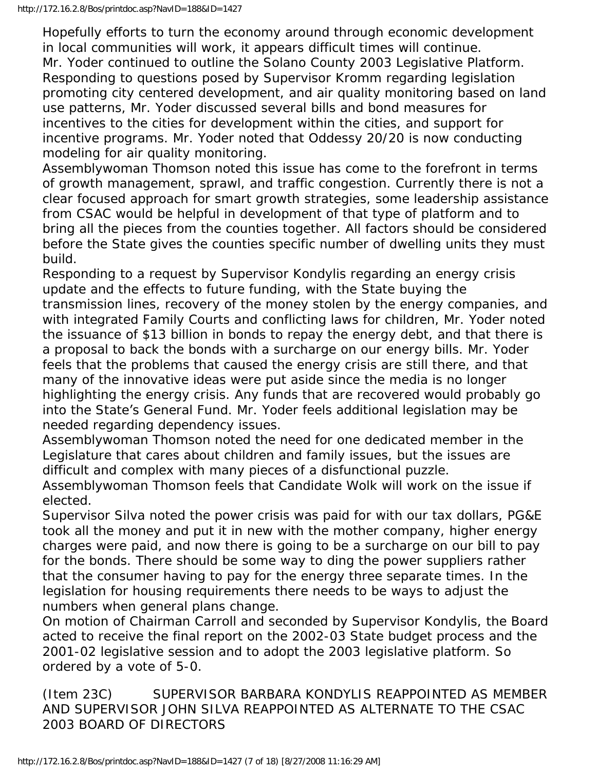Hopefully efforts to turn the economy around through economic development in local communities will work, it appears difficult times will continue.

Mr. Yoder continued to outline the Solano County 2003 Legislative Platform. Responding to questions posed by Supervisor Kromm regarding legislation promoting city centered development, and air quality monitoring based on land use patterns, Mr. Yoder discussed several bills and bond measures for incentives to the cities for development within the cities, and support for incentive programs. Mr. Yoder noted that Oddessy 20/20 is now conducting modeling for air quality monitoring.

Assemblywoman Thomson noted this issue has come to the forefront in terms of growth management, sprawl, and traffic congestion. Currently there is not a clear focused approach for smart growth strategies, some leadership assistance from CSAC would be helpful in development of that type of platform and to bring all the pieces from the counties together. All factors should be considered before the State gives the counties specific number of dwelling units they must build.

Responding to a request by Supervisor Kondylis regarding an energy crisis update and the effects to future funding, with the State buying the transmission lines, recovery of the money stolen by the energy companies, and with integrated Family Courts and conflicting laws for children, Mr. Yoder noted the issuance of $13 billion in bonds to repay the energy debt, and that there is a proposal to back the bonds with a surcharge on our energy bills. Mr. Yoder feels that the problems that caused the energy crisis are still there, and that many of the innovative ideas were put aside since the media is no longer highlighting the energy crisis. Any funds that are recovered would probably go into the State's General Fund. Mr. Yoder feels additional legislation may be needed regarding dependency issues.

Assemblywoman Thomson noted the need for one dedicated member in the Legislature that cares about children and family issues, but the issues are difficult and complex with many pieces of a disfunctional puzzle.

Assemblywoman Thomson feels that Candidate Wolk will work on the issue if elected.

Supervisor Silva noted the power crisis was paid for with our tax dollars, PG&E took all the money and put it in new with the mother company, higher energy charges were paid, and now there is going to be a surcharge on our bill to pay for the bonds. There should be some way to ding the power suppliers rather that the consumer having to pay for the energy three separate times. In the legislation for housing requirements there needs to be ways to adjust the numbers when general plans change.

On motion of Chairman Carroll and seconded by Supervisor Kondylis, the Board acted to receive the final report on the 2002-03 State budget process and the 2001-02 legislative session and to adopt the 2003 legislative platform. So ordered by a vote of 5-0.

(Item 23C) SUPERVISOR BARBARA KONDYLIS REAPPOINTED AS MEMBER AND SUPERVISOR JOHN SILVA REAPPOINTED AS ALTERNATE TO THE CSAC 2003 BOARD OF DIRECTORS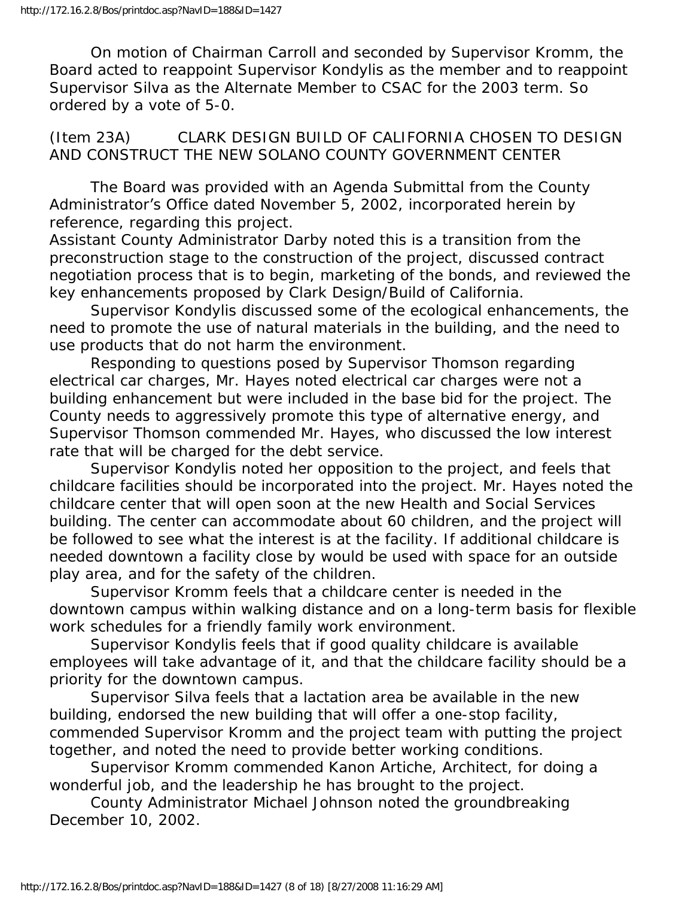On motion of Chairman Carroll and seconded by Supervisor Kromm, the Board acted to reappoint Supervisor Kondylis as the member and to reappoint Supervisor Silva as the Alternate Member to CSAC for the 2003 term. So ordered by a vote of 5-0.

(Item 23A) CLARK DESIGN BUILD OF CALIFORNIA CHOSEN TO DESIGN AND CONSTRUCT THE NEW SOLANO COUNTY GOVERNMENT CENTER

The Board was provided with an Agenda Submittal from the County Administrator's Office dated November 5, 2002, incorporated herein by reference, regarding this project.

Assistant County Administrator Darby noted this is a transition from the preconstruction stage to the construction of the project, discussed contract negotiation process that is to begin, marketing of the bonds, and reviewed the key enhancements proposed by Clark Design/Build of California.

Supervisor Kondylis discussed some of the ecological enhancements, the need to promote the use of natural materials in the building, and the need to use products that do not harm the environment.

Responding to questions posed by Supervisor Thomson regarding electrical car charges, Mr. Hayes noted electrical car charges were not a building enhancement but were included in the base bid for the project. The County needs to aggressively promote this type of alternative energy, and Supervisor Thomson commended Mr. Hayes, who discussed the low interest rate that will be charged for the debt service.

Supervisor Kondylis noted her opposition to the project, and feels that childcare facilities should be incorporated into the project. Mr. Hayes noted the childcare center that will open soon at the new Health and Social Services building. The center can accommodate about 60 children, and the project will be followed to see what the interest is at the facility. If additional childcare is needed downtown a facility close by would be used with space for an outside play area, and for the safety of the children.

Supervisor Kromm feels that a childcare center is needed in the downtown campus within walking distance and on a long-term basis for flexible work schedules for a friendly family work environment.

Supervisor Kondylis feels that if good quality childcare is available employees will take advantage of it, and that the childcare facility should be a priority for the downtown campus.

Supervisor Silva feels that a lactation area be available in the new building, endorsed the new building that will offer a one-stop facility, commended Supervisor Kromm and the project team with putting the project together, and noted the need to provide better working conditions.

Supervisor Kromm commended Kanon Artiche, Architect, for doing a wonderful job, and the leadership he has brought to the project.

County Administrator Michael Johnson noted the groundbreaking December 10, 2002.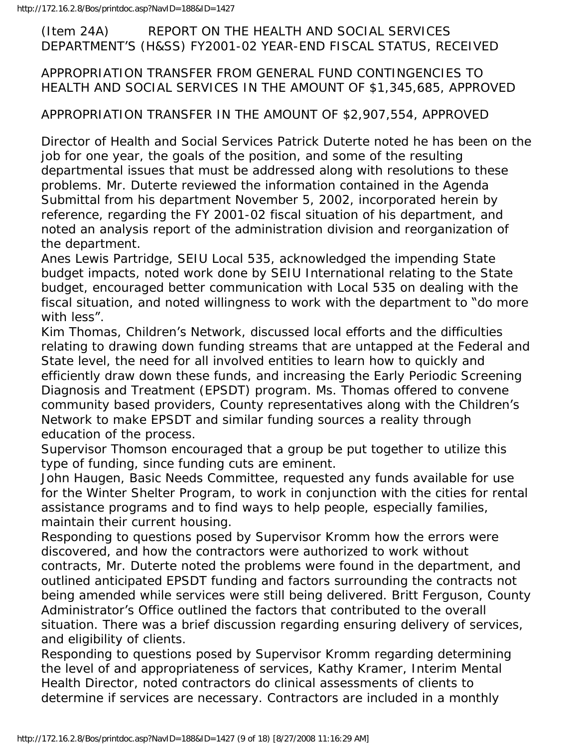(Item 24A) REPORT ON THE HEALTH AND SOCIAL SERVICES DEPARTMENT'S (H&SS) FY2001-02 YEAR-END FISCAL STATUS, RECEIVED

APPROPRIATION TRANSFER FROM GENERAL FUND CONTINGENCIES TO HEALTH AND SOCIAL SERVICES IN THE AMOUNT OF $1,345,685, APPROVED

APPROPRIATION TRANSFER IN THE AMOUNT OF $2,907,554, APPROVED

Director of Health and Social Services Patrick Duterte noted he has been on the job for one year, the goals of the position, and some of the resulting departmental issues that must be addressed along with resolutions to these problems. Mr. Duterte reviewed the information contained in the Agenda Submittal from his department November 5, 2002, incorporated herein by reference, regarding the FY 2001-02 fiscal situation of his department, and noted an analysis report of the administration division and reorganization of the department.

Anes Lewis Partridge, SEIU Local 535, acknowledged the impending State budget impacts, noted work done by SEIU International relating to the State budget, encouraged better communication with Local 535 on dealing with the fiscal situation, and noted willingness to work with the department to "do more with less".

Kim Thomas, Children's Network, discussed local efforts and the difficulties relating to drawing down funding streams that are untapped at the Federal and State level, the need for all involved entities to learn how to quickly and efficiently draw down these funds, and increasing the Early Periodic Screening Diagnosis and Treatment (EPSDT) program. Ms. Thomas offered to convene community based providers, County representatives along with the Children's Network to make EPSDT and similar funding sources a reality through education of the process.

Supervisor Thomson encouraged that a group be put together to utilize this type of funding, since funding cuts are eminent.

John Haugen, Basic Needs Committee, requested any funds available for use for the Winter Shelter Program, to work in conjunction with the cities for rental assistance programs and to find ways to help people, especially families, maintain their current housing.

Responding to questions posed by Supervisor Kromm how the errors were discovered, and how the contractors were authorized to work without contracts, Mr. Duterte noted the problems were found in the department, and outlined anticipated EPSDT funding and factors surrounding the contracts not being amended while services were still being delivered. Britt Ferguson, County Administrator's Office outlined the factors that contributed to the overall situation. There was a brief discussion regarding ensuring delivery of services, and eligibility of clients.

Responding to questions posed by Supervisor Kromm regarding determining the level of and appropriateness of services, Kathy Kramer, Interim Mental Health Director, noted contractors do clinical assessments of clients to determine if services are necessary. Contractors are included in a monthly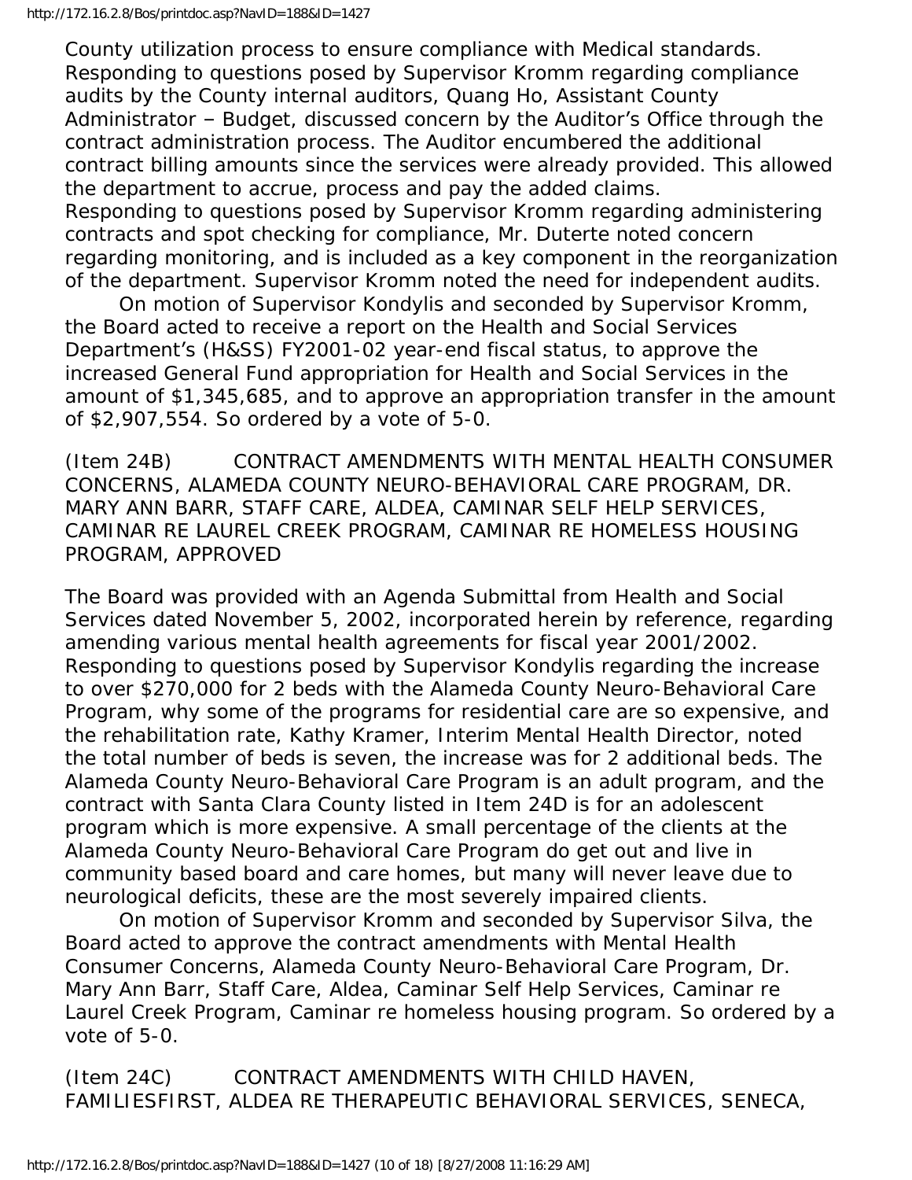County utilization process to ensure compliance with Medical standards. Responding to questions posed by Supervisor Kromm regarding compliance audits by the County internal auditors, Quang Ho, Assistant County Administrator – Budget, discussed concern by the Auditor's Office through the contract administration process. The Auditor encumbered the additional contract billing amounts since the services were already provided. This allowed the department to accrue, process and pay the added claims. Responding to questions posed by Supervisor Kromm regarding administering contracts and spot checking for compliance, Mr. Duterte noted concern regarding monitoring, and is included as a key component in the reorganization of the department. Supervisor Kromm noted the need for independent audits.

On motion of Supervisor Kondylis and seconded by Supervisor Kromm, the Board acted to receive a report on the Health and Social Services Department's (H&SS) FY2001-02 year-end fiscal status, to approve the increased General Fund appropriation for Health and Social Services in the amount of $1,345,685, and to approve an appropriation transfer in the amount of $2,907,554. So ordered by a vote of 5-0.

(Item 24B) CONTRACT AMENDMENTS WITH MENTAL HEALTH CONSUMER CONCERNS, ALAMEDA COUNTY NEURO-BEHAVIORAL CARE PROGRAM, DR. MARY ANN BARR, STAFF CARE, ALDEA, CAMINAR SELF HELP SERVICES, CAMINAR RE LAUREL CREEK PROGRAM, CAMINAR RE HOMELESS HOUSING PROGRAM, APPROVED

The Board was provided with an Agenda Submittal from Health and Social Services dated November 5, 2002, incorporated herein by reference, regarding amending various mental health agreements for fiscal year 2001/2002. Responding to questions posed by Supervisor Kondylis regarding the increase to over $270,000 for 2 beds with the Alameda County Neuro-Behavioral Care Program, why some of the programs for residential care are so expensive, and the rehabilitation rate, Kathy Kramer, Interim Mental Health Director, noted the total number of beds is seven, the increase was for 2 additional beds. The Alameda County Neuro-Behavioral Care Program is an adult program, and the contract with Santa Clara County listed in Item 24D is for an adolescent program which is more expensive. A small percentage of the clients at the Alameda County Neuro-Behavioral Care Program do get out and live in community based board and care homes, but many will never leave due to neurological deficits, these are the most severely impaired clients.

On motion of Supervisor Kromm and seconded by Supervisor Silva, the Board acted to approve the contract amendments with Mental Health Consumer Concerns, Alameda County Neuro-Behavioral Care Program, Dr. Mary Ann Barr, Staff Care, Aldea, Caminar Self Help Services, Caminar re Laurel Creek Program, Caminar re homeless housing program. So ordered by a vote of 5-0.

(Item 24C) CONTRACT AMENDMENTS WITH CHILD HAVEN, FAMILIESFIRST, ALDEA RE THERAPEUTIC BEHAVIORAL SERVICES, SENECA,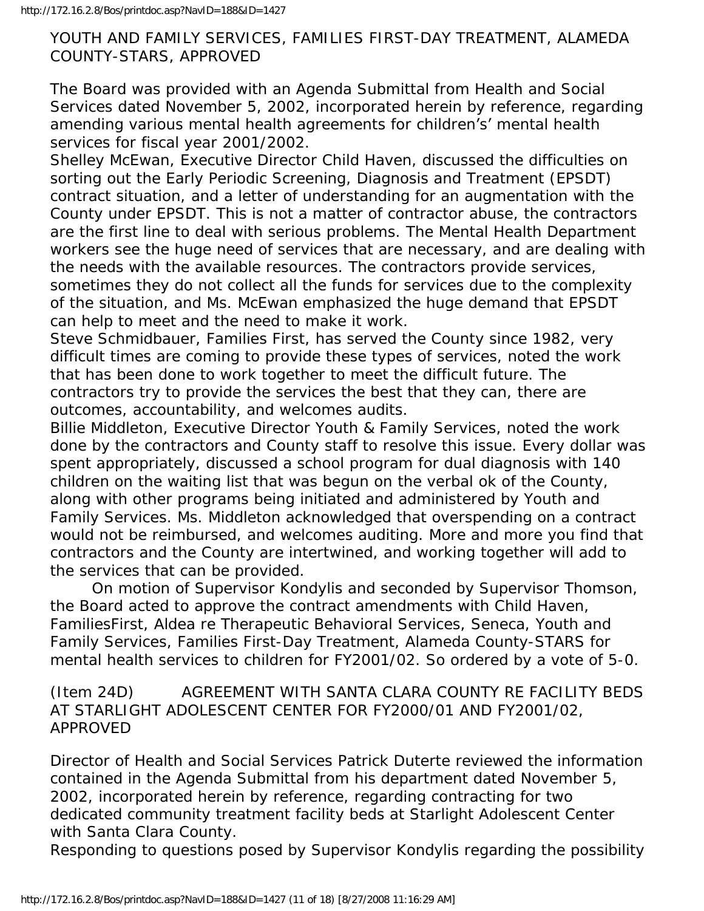YOUTH AND FAMILY SERVICES, FAMILIES FIRST-DAY TREATMENT, ALAMEDA COUNTY-STARS, APPROVED

The Board was provided with an Agenda Submittal from Health and Social Services dated November 5, 2002, incorporated herein by reference, regarding amending various mental health agreements for children's' mental health services for fiscal year 2001/2002.
Shelley McEwan, Executive Director Child Haven, discussed the difficulties on sorting out the Early Periodic Screening, Diagnosis and Treatment (EPSDT) contract situation, and a letter of understanding for an augmentation with the County under EPSDT. This is not a matter of contractor abuse, the contractors are the first line to deal with serious problems. The Mental Health Department workers see the huge need of services that are necessary, and are dealing with the needs with the available resources. The contractors provide services, sometimes they do not collect all the funds for services due to the complexity of the situation, and Ms. McEwan emphasized the huge demand that EPSDT can help to meet and the need to make it work.
Steve Schmidbauer, Families First, has served the County since 1982, very difficult times are coming to provide these types of services, noted the work that has been done to work together to meet the difficult future. The contractors try to provide the services the best that they can, there are outcomes, accountability, and welcomes audits.
Billie Middleton, Executive Director Youth & Family Services, noted the work done by the contractors and County staff to resolve this issue. Every dollar was spent appropriately, discussed a school program for dual diagnosis with 140 children on the waiting list that was begun on the verbal ok of the County, along with other programs being initiated and administered by Youth and Family Services. Ms. Middleton acknowledged that overspending on a contract would not be reimbursed, and welcomes auditing. More and more you find that contractors and the County are intertwined, and working together will add to the services that can be provided.

On motion of Supervisor Kondylis and seconded by Supervisor Thomson, the Board acted to approve the contract amendments with Child Haven, FamiliesFirst, Aldea re Therapeutic Behavioral Services, Seneca, Youth and Family Services, Families First-Day Treatment, Alameda County-STARS for mental health services to children for FY2001/02. So ordered by a vote of 5-0.

(Item 24D) AGREEMENT WITH SANTA CLARA COUNTY RE FACILITY BEDS AT STARLIGHT ADOLESCENT CENTER FOR FY2000/01 AND FY2001/02, APPROVED

Director of Health and Social Services Patrick Duterte reviewed the information contained in the Agenda Submittal from his department dated November 5, 2002, incorporated herein by reference, regarding contracting for two dedicated community treatment facility beds at Starlight Adolescent Center with Santa Clara County.
Responding to questions posed by Supervisor Kondylis regarding the possibility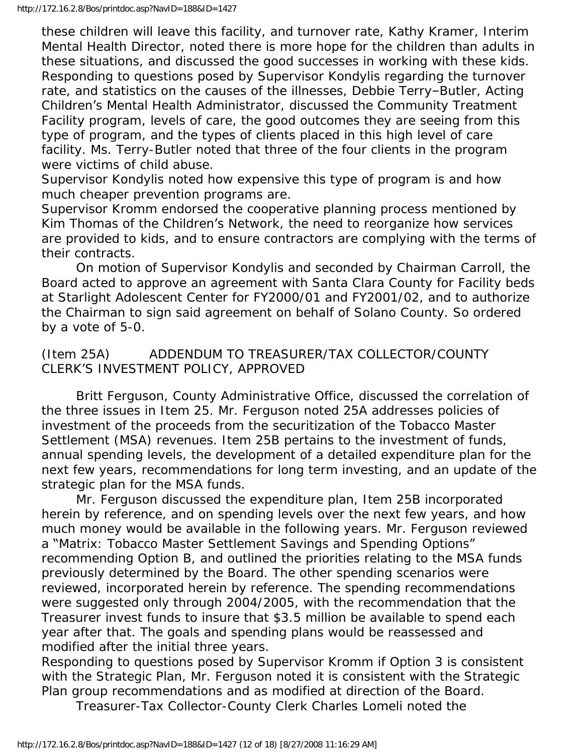these children will leave this facility, and turnover rate, Kathy Kramer, Interim Mental Health Director, noted there is more hope for the children than adults in these situations, and discussed the good successes in working with these kids. Responding to questions posed by Supervisor Kondylis regarding the turnover rate, and statistics on the causes of the illnesses, Debbie Terry–Butler, Acting Children's Mental Health Administrator, discussed the Community Treatment Facility program, levels of care, the good outcomes they are seeing from this type of program, and the types of clients placed in this high level of care facility. Ms. Terry-Butler noted that three of the four clients in the program were victims of child abuse.

Supervisor Kondylis noted how expensive this type of program is and how much cheaper prevention programs are.

Supervisor Kromm endorsed the cooperative planning process mentioned by Kim Thomas of the Children's Network, the need to reorganize how services are provided to kids, and to ensure contractors are complying with the terms of their contracts.

On motion of Supervisor Kondylis and seconded by Chairman Carroll, the Board acted to approve an agreement with Santa Clara County for Facility beds at Starlight Adolescent Center for FY2000/01 and FY2001/02, and to authorize the Chairman to sign said agreement on behalf of Solano County. So ordered by a vote of 5-0.

(Item 25A) ADDENDUM TO TREASURER/TAX COLLECTOR/COUNTY CLERK'S INVESTMENT POLICY, APPROVED

Britt Ferguson, County Administrative Office, discussed the correlation of the three issues in Item 25. Mr. Ferguson noted 25A addresses policies of investment of the proceeds from the securitization of the Tobacco Master Settlement (MSA) revenues. Item 25B pertains to the investment of funds, annual spending levels, the development of a detailed expenditure plan for the next few years, recommendations for long term investing, and an update of the strategic plan for the MSA funds.

Mr. Ferguson discussed the expenditure plan, Item 25B incorporated herein by reference, and on spending levels over the next few years, and how much money would be available in the following years. Mr. Ferguson reviewed a "Matrix: Tobacco Master Settlement Savings and Spending Options" recommending Option B, and outlined the priorities relating to the MSA funds previously determined by the Board. The other spending scenarios were reviewed, incorporated herein by reference. The spending recommendations were suggested only through 2004/2005, with the recommendation that the Treasurer invest funds to insure that $3.5 million be available to spend each year after that. The goals and spending plans would be reassessed and modified after the initial three years.

Responding to questions posed by Supervisor Kromm if Option 3 is consistent with the Strategic Plan, Mr. Ferguson noted it is consistent with the Strategic Plan group recommendations and as modified at direction of the Board.

Treasurer-Tax Collector-County Clerk Charles Lomeli noted the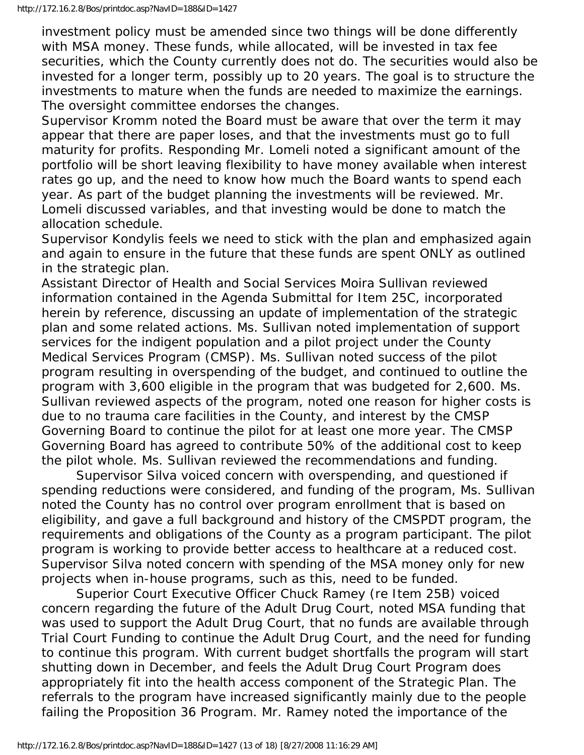investment policy must be amended since two things will be done differently with MSA money. These funds, while allocated, will be invested in tax fee securities, which the County currently does not do. The securities would also be invested for a longer term, possibly up to 20 years. The goal is to structure the investments to mature when the funds are needed to maximize the earnings. The oversight committee endorses the changes.

Supervisor Kromm noted the Board must be aware that over the term it may appear that there are paper loses, and that the investments must go to full maturity for profits. Responding Mr. Lomeli noted a significant amount of the portfolio will be short leaving flexibility to have money available when interest rates go up, and the need to know how much the Board wants to spend each year. As part of the budget planning the investments will be reviewed. Mr. Lomeli discussed variables, and that investing would be done to match the allocation schedule.

Supervisor Kondylis feels we need to stick with the plan and emphasized again and again to ensure in the future that these funds are spent ONLY as outlined in the strategic plan.

Assistant Director of Health and Social Services Moira Sullivan reviewed information contained in the Agenda Submittal for Item 25C, incorporated herein by reference, discussing an update of implementation of the strategic plan and some related actions. Ms. Sullivan noted implementation of support services for the indigent population and a pilot project under the County Medical Services Program (CMSP). Ms. Sullivan noted success of the pilot program resulting in overspending of the budget, and continued to outline the program with 3,600 eligible in the program that was budgeted for 2,600. Ms. Sullivan reviewed aspects of the program, noted one reason for higher costs is due to no trauma care facilities in the County, and interest by the CMSP Governing Board to continue the pilot for at least one more year. The CMSP Governing Board has agreed to contribute 50% of the additional cost to keep the pilot whole. Ms. Sullivan reviewed the recommendations and funding.

Supervisor Silva voiced concern with overspending, and questioned if spending reductions were considered, and funding of the program, Ms. Sullivan noted the County has no control over program enrollment that is based on eligibility, and gave a full background and history of the CMSPDT program, the requirements and obligations of the County as a program participant. The pilot program is working to provide better access to healthcare at a reduced cost. Supervisor Silva noted concern with spending of the MSA money only for new projects when in-house programs, such as this, need to be funded.

Superior Court Executive Officer Chuck Ramey (re Item 25B) voiced concern regarding the future of the Adult Drug Court, noted MSA funding that was used to support the Adult Drug Court, that no funds are available through Trial Court Funding to continue the Adult Drug Court, and the need for funding to continue this program. With current budget shortfalls the program will start shutting down in December, and feels the Adult Drug Court Program does appropriately fit into the health access component of the Strategic Plan. The referrals to the program have increased significantly mainly due to the people failing the Proposition 36 Program. Mr. Ramey noted the importance of the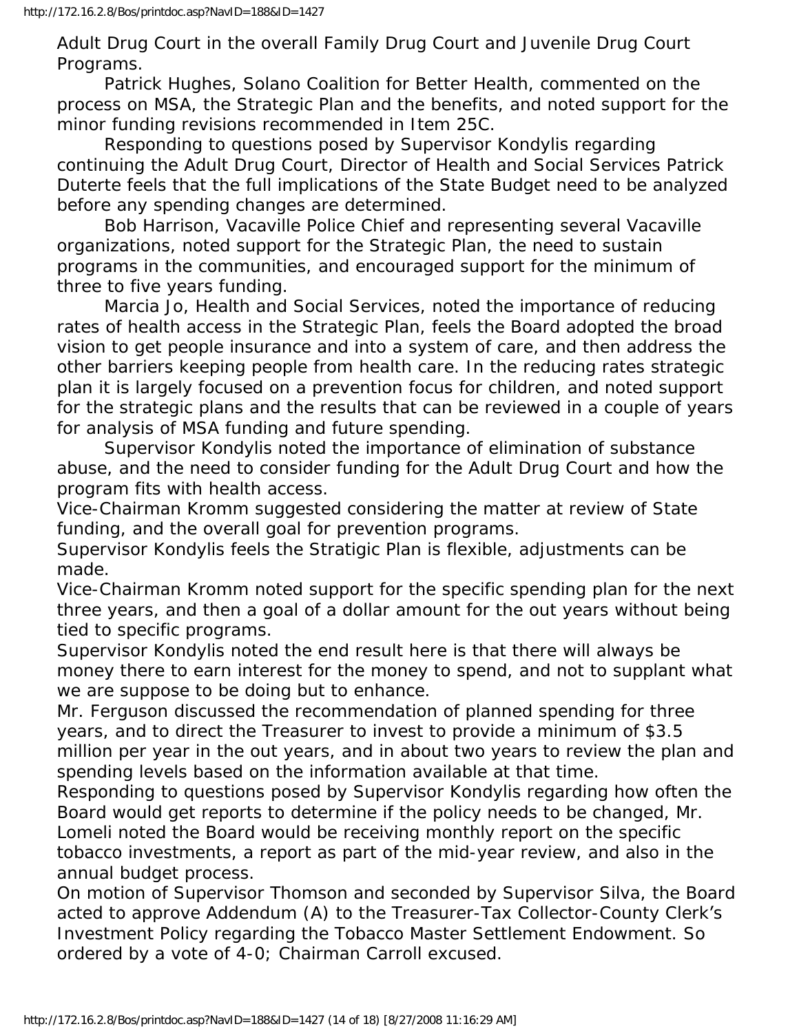Adult Drug Court in the overall Family Drug Court and Juvenile Drug Court Programs.

Patrick Hughes, Solano Coalition for Better Health, commented on the process on MSA, the Strategic Plan and the benefits, and noted support for the minor funding revisions recommended in Item 25C.

Responding to questions posed by Supervisor Kondylis regarding continuing the Adult Drug Court, Director of Health and Social Services Patrick Duterte feels that the full implications of the State Budget need to be analyzed before any spending changes are determined.

Bob Harrison, Vacaville Police Chief and representing several Vacaville organizations, noted support for the Strategic Plan, the need to sustain programs in the communities, and encouraged support for the minimum of three to five years funding.

Marcia Jo, Health and Social Services, noted the importance of reducing rates of health access in the Strategic Plan, feels the Board adopted the broad vision to get people insurance and into a system of care, and then address the other barriers keeping people from health care. In the reducing rates strategic plan it is largely focused on a prevention focus for children, and noted support for the strategic plans and the results that can be reviewed in a couple of years for analysis of MSA funding and future spending.

Supervisor Kondylis noted the importance of elimination of substance abuse, and the need to consider funding for the Adult Drug Court and how the program fits with health access.

Vice-Chairman Kromm suggested considering the matter at review of State funding, and the overall goal for prevention programs.

Supervisor Kondylis feels the Stratigic Plan is flexible, adjustments can be made.

Vice-Chairman Kromm noted support for the specific spending plan for the next three years, and then a goal of a dollar amount for the out years without being tied to specific programs.

Supervisor Kondylis noted the end result here is that there will always be money there to earn interest for the money to spend, and not to supplant what we are suppose to be doing but to enhance.

Mr. Ferguson discussed the recommendation of planned spending for three years, and to direct the Treasurer to invest to provide a minimum of $3.5 million per year in the out years, and in about two years to review the plan and spending levels based on the information available at that time.

Responding to questions posed by Supervisor Kondylis regarding how often the Board would get reports to determine if the policy needs to be changed, Mr. Lomeli noted the Board would be receiving monthly report on the specific tobacco investments, a report as part of the mid-year review, and also in the annual budget process.

On motion of Supervisor Thomson and seconded by Supervisor Silva, the Board acted to approve Addendum (A) to the Treasurer-Tax Collector-County Clerk's Investment Policy regarding the Tobacco Master Settlement Endowment. So ordered by a vote of 4-0; Chairman Carroll excused.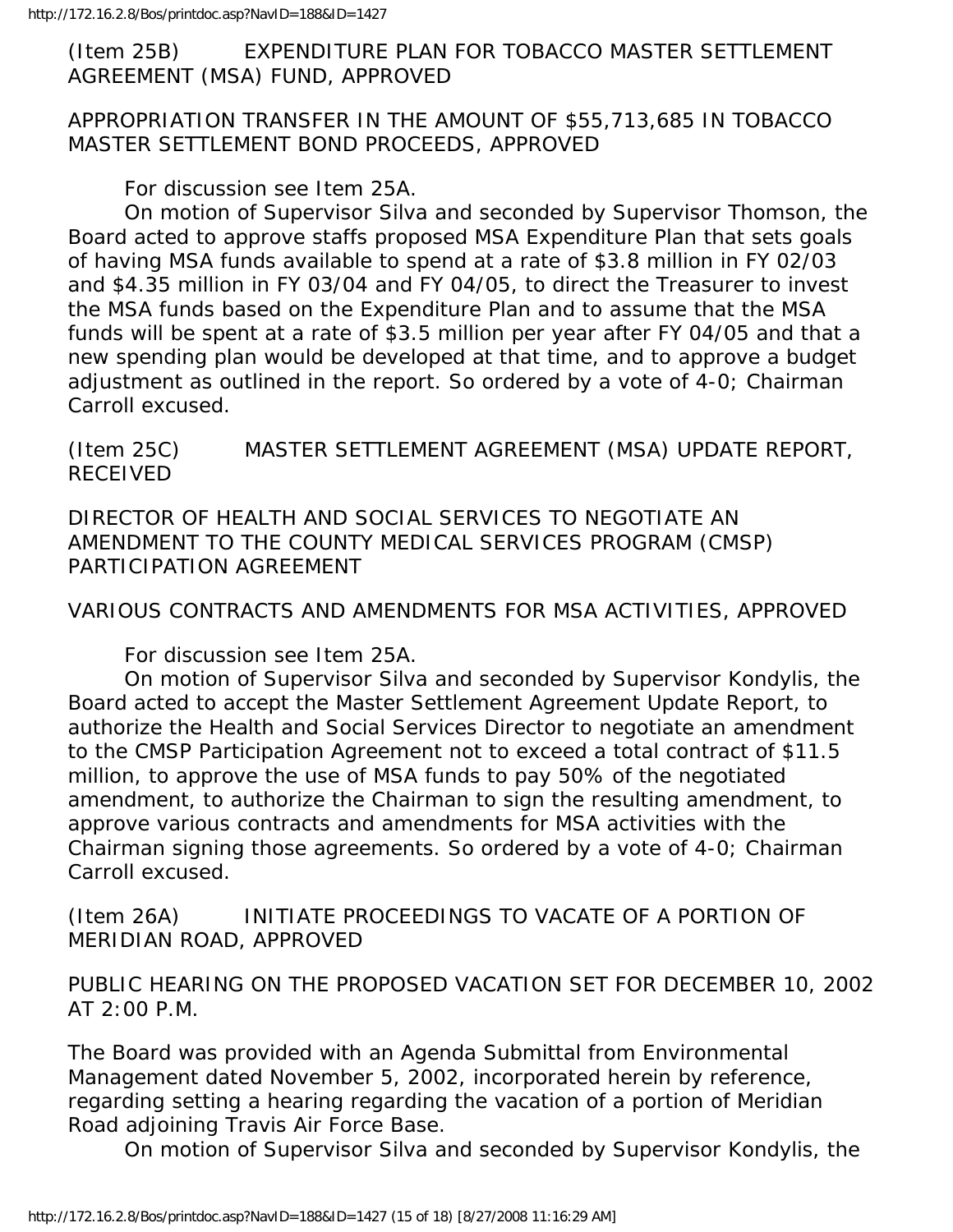(Item 25B) EXPENDITURE PLAN FOR TOBACCO MASTER SETTLEMENT AGREEMENT (MSA) FUND, APPROVED

APPROPRIATION TRANSFER IN THE AMOUNT OF $55,713,685 IN TOBACCO MASTER SETTLEMENT BOND PROCEEDS, APPROVED

For discussion see Item 25A.

On motion of Supervisor Silva and seconded by Supervisor Thomson, the Board acted to approve staffs proposed MSA Expenditure Plan that sets goals of having MSA funds available to spend at a rate of $3.8 million in FY 02/03 and $4.35 million in FY 03/04 and FY 04/05, to direct the Treasurer to invest the MSA funds based on the Expenditure Plan and to assume that the MSA funds will be spent at a rate of $3.5 million per year after FY 04/05 and that a new spending plan would be developed at that time, and to approve a budget adjustment as outlined in the report. So ordered by a vote of 4-0; Chairman Carroll excused.

(Item 25C) MASTER SETTLEMENT AGREEMENT (MSA) UPDATE REPORT, RECEIVED

DIRECTOR OF HEALTH AND SOCIAL SERVICES TO NEGOTIATE AN AMENDMENT TO THE COUNTY MEDICAL SERVICES PROGRAM (CMSP) PARTICIPATION AGREEMENT

VARIOUS CONTRACTS AND AMENDMENTS FOR MSA ACTIVITIES, APPROVED

For discussion see Item 25A.

On motion of Supervisor Silva and seconded by Supervisor Kondylis, the Board acted to accept the Master Settlement Agreement Update Report, to authorize the Health and Social Services Director to negotiate an amendment to the CMSP Participation Agreement not to exceed a total contract of $11.5 million, to approve the use of MSA funds to pay 50% of the negotiated amendment, to authorize the Chairman to sign the resulting amendment, to approve various contracts and amendments for MSA activities with the Chairman signing those agreements. So ordered by a vote of 4-0; Chairman Carroll excused.

(Item 26A) INITIATE PROCEEDINGS TO VACATE OF A PORTION OF MERIDIAN ROAD, APPROVED

PUBLIC HEARING ON THE PROPOSED VACATION SET FOR DECEMBER 10, 2002 AT 2:00 P.M.

The Board was provided with an Agenda Submittal from Environmental Management dated November 5, 2002, incorporated herein by reference, regarding setting a hearing regarding the vacation of a portion of Meridian Road adjoining Travis Air Force Base.

On motion of Supervisor Silva and seconded by Supervisor Kondylis, the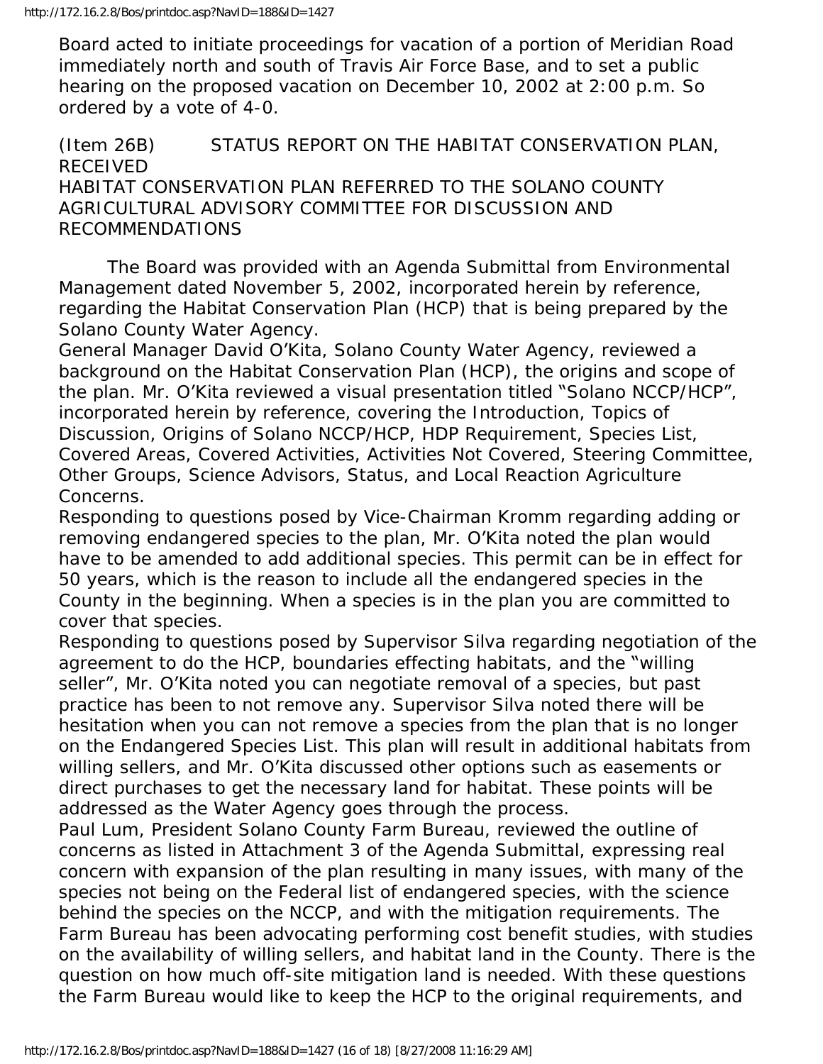Board acted to initiate proceedings for vacation of a portion of Meridian Road immediately north and south of Travis Air Force Base, and to set a public hearing on the proposed vacation on December 10, 2002 at 2:00 p.m. So ordered by a vote of 4-0.

(Item 26B) STATUS REPORT ON THE HABITAT CONSERVATION PLAN, RECEIVED
HABITAT CONSERVATION PLAN REFERRED TO THE SOLANO COUNTY AGRICULTURAL ADVISORY COMMITTEE FOR DISCUSSION AND RECOMMENDATIONS

The Board was provided with an Agenda Submittal from Environmental Management dated November 5, 2002, incorporated herein by reference, regarding the Habitat Conservation Plan (HCP) that is being prepared by the Solano County Water Agency.

General Manager David O'Kita, Solano County Water Agency, reviewed a background on the Habitat Conservation Plan (HCP), the origins and scope of the plan. Mr. O'Kita reviewed a visual presentation titled "Solano NCCP/HCP", incorporated herein by reference, covering the Introduction, Topics of Discussion, Origins of Solano NCCP/HCP, HDP Requirement, Species List, Covered Areas, Covered Activities, Activities Not Covered, Steering Committee, Other Groups, Science Advisors, Status, and Local Reaction Agriculture Concerns.

Responding to questions posed by Vice-Chairman Kromm regarding adding or removing endangered species to the plan, Mr. O'Kita noted the plan would have to be amended to add additional species. This permit can be in effect for 50 years, which is the reason to include all the endangered species in the County in the beginning. When a species is in the plan you are committed to cover that species.

Responding to questions posed by Supervisor Silva regarding negotiation of the agreement to do the HCP, boundaries effecting habitats, and the "willing seller", Mr. O'Kita noted you can negotiate removal of a species, but past practice has been to not remove any. Supervisor Silva noted there will be hesitation when you can not remove a species from the plan that is no longer on the Endangered Species List. This plan will result in additional habitats from willing sellers, and Mr. O'Kita discussed other options such as easements or direct purchases to get the necessary land for habitat. These points will be addressed as the Water Agency goes through the process.

Paul Lum, President Solano County Farm Bureau, reviewed the outline of concerns as listed in Attachment 3 of the Agenda Submittal, expressing real concern with expansion of the plan resulting in many issues, with many of the species not being on the Federal list of endangered species, with the science behind the species on the NCCP, and with the mitigation requirements. The Farm Bureau has been advocating performing cost benefit studies, with studies on the availability of willing sellers, and habitat land in the County. There is the question on how much off-site mitigation land is needed. With these questions the Farm Bureau would like to keep the HCP to the original requirements, and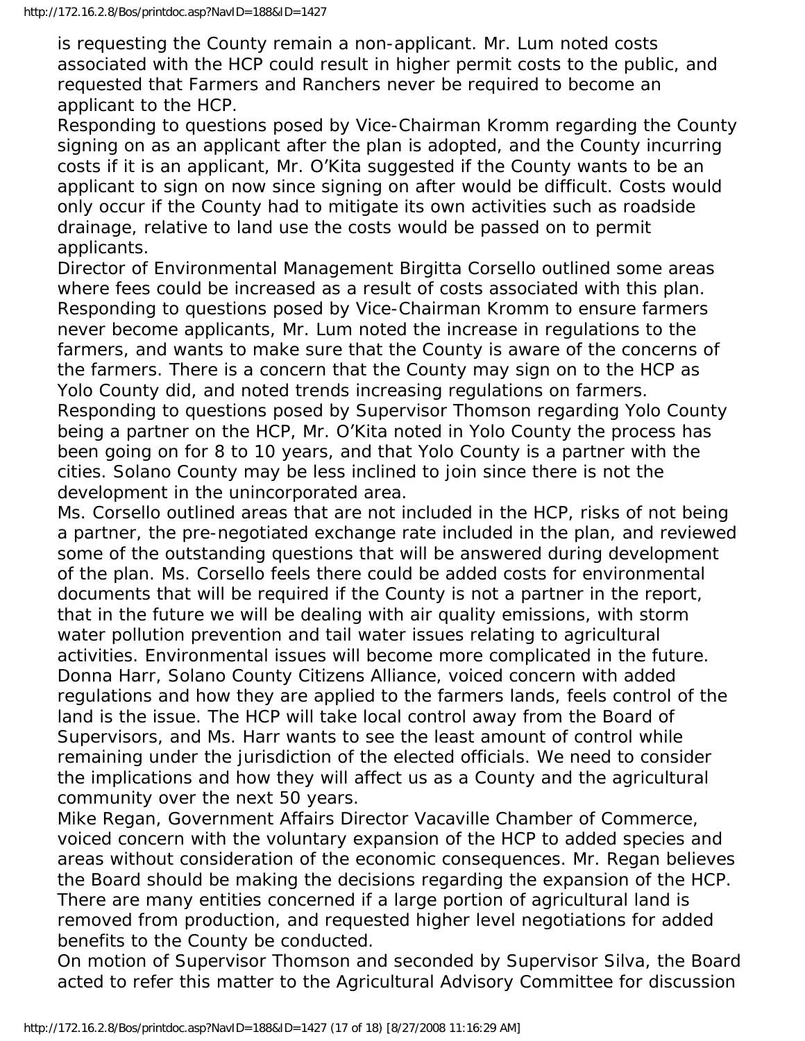is requesting the County remain a non-applicant. Mr. Lum noted costs associated with the HCP could result in higher permit costs to the public, and requested that Farmers and Ranchers never be required to become an applicant to the HCP.

Responding to questions posed by Vice-Chairman Kromm regarding the County signing on as an applicant after the plan is adopted, and the County incurring costs if it is an applicant, Mr. O'Kita suggested if the County wants to be an applicant to sign on now since signing on after would be difficult. Costs would only occur if the County had to mitigate its own activities such as roadside drainage, relative to land use the costs would be passed on to permit applicants.

Director of Environmental Management Birgitta Corsello outlined some areas where fees could be increased as a result of costs associated with this plan.

Responding to questions posed by Vice-Chairman Kromm to ensure farmers never become applicants, Mr. Lum noted the increase in regulations to the farmers, and wants to make sure that the County is aware of the concerns of the farmers. There is a concern that the County may sign on to the HCP as Yolo County did, and noted trends increasing regulations on farmers.

Responding to questions posed by Supervisor Thomson regarding Yolo County being a partner on the HCP, Mr. O'Kita noted in Yolo County the process has been going on for 8 to 10 years, and that Yolo County is a partner with the cities. Solano County may be less inclined to join since there is not the development in the unincorporated area.

Ms. Corsello outlined areas that are not included in the HCP, risks of not being a partner, the pre-negotiated exchange rate included in the plan, and reviewed some of the outstanding questions that will be answered during development of the plan. Ms. Corsello feels there could be added costs for environmental documents that will be required if the County is not a partner in the report, that in the future we will be dealing with air quality emissions, with storm water pollution prevention and tail water issues relating to agricultural activities. Environmental issues will become more complicated in the future.

Donna Harr, Solano County Citizens Alliance, voiced concern with added regulations and how they are applied to the farmers lands, feels control of the land is the issue. The HCP will take local control away from the Board of Supervisors, and Ms. Harr wants to see the least amount of control while remaining under the jurisdiction of the elected officials. We need to consider the implications and how they will affect us as a County and the agricultural community over the next 50 years.

Mike Regan, Government Affairs Director Vacaville Chamber of Commerce, voiced concern with the voluntary expansion of the HCP to added species and areas without consideration of the economic consequences. Mr. Regan believes the Board should be making the decisions regarding the expansion of the HCP. There are many entities concerned if a large portion of agricultural land is removed from production, and requested higher level negotiations for added benefits to the County be conducted.

On motion of Supervisor Thomson and seconded by Supervisor Silva, the Board acted to refer this matter to the Agricultural Advisory Committee for discussion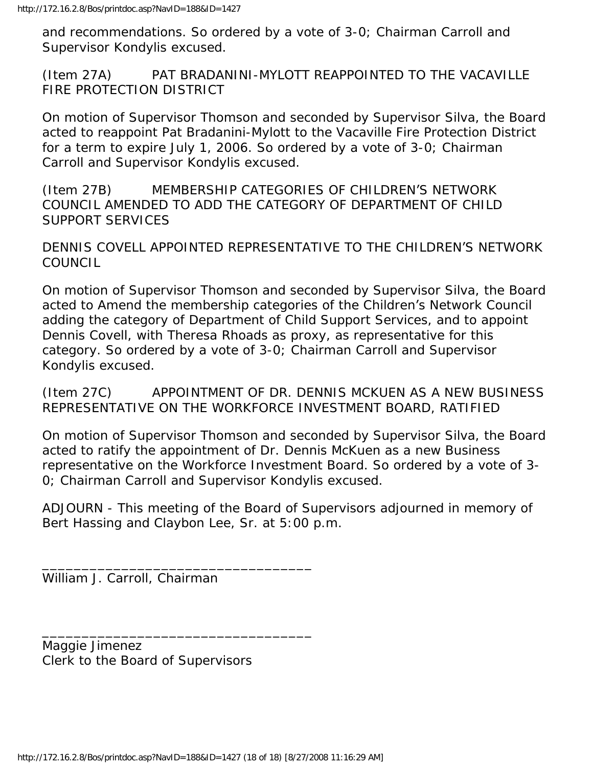and recommendations. So ordered by a vote of 3-0; Chairman Carroll and Supervisor Kondylis excused.

(Item 27A) PAT BRADANINI-MYLOTT REAPPOINTED TO THE VACAVILLE FIRE PROTECTION DISTRICT

On motion of Supervisor Thomson and seconded by Supervisor Silva, the Board acted to reappoint Pat Bradanini-Mylott to the Vacaville Fire Protection District for a term to expire July 1, 2006. So ordered by a vote of 3-0; Chairman Carroll and Supervisor Kondylis excused.

(Item 27B) MEMBERSHIP CATEGORIES OF CHILDREN'S NETWORK COUNCIL AMENDED TO ADD THE CATEGORY OF DEPARTMENT OF CHILD SUPPORT SERVICES

DENNIS COVELL APPOINTED REPRESENTATIVE TO THE CHILDREN'S NETWORK COUNCIL

On motion of Supervisor Thomson and seconded by Supervisor Silva, the Board acted to Amend the membership categories of the Children's Network Council adding the category of Department of Child Support Services, and to appoint Dennis Covell, with Theresa Rhoads as proxy, as representative for this category. So ordered by a vote of 3-0; Chairman Carroll and Supervisor Kondylis excused.

(Item 27C) APPOINTMENT OF DR. DENNIS MCKUEN AS A NEW BUSINESS REPRESENTATIVE ON THE WORKFORCE INVESTMENT BOARD, RATIFIED

On motion of Supervisor Thomson and seconded by Supervisor Silva, the Board acted to ratify the appointment of Dr. Dennis McKuen as a new Business representative on the Workforce Investment Board. So ordered by a vote of 3-0; Chairman Carroll and Supervisor Kondylis excused.

ADJOURN - This meeting of the Board of Supervisors adjourned in memory of Bert Hassing and Claybon Lee, Sr. at 5:00 p.m.

_________________________________
William J. Carroll, Chairman

_________________________________
Maggie Jimenez
Clerk to the Board of Supervisors